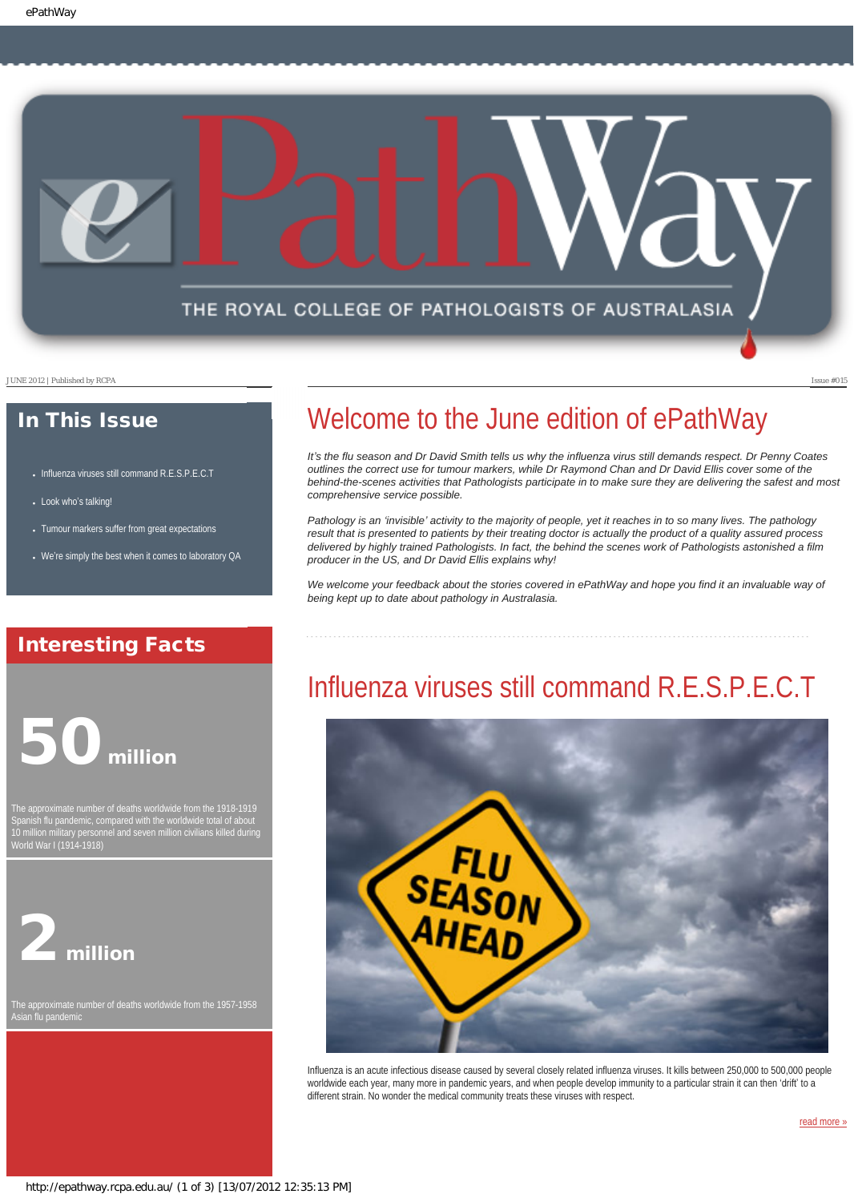JUNE 2012 | Published by RCPA

Issue #015

## In This Issue

- Influenza viruses still command R.E.S.P.E.C.T
- Look who's talking!
- Tumour markers suffer from great expectations
- We're simply the best when it comes to laboratory QA

## Interesting Facts

**50 million**

The approximate number of deaths worldwide from the 1918-1919 Spanish flu pandemic, compared with the worldwide total of about 10 million military personnel and seven million civilians killed during World War I (1914-1918)

**2 million**

The approximate number of deaths worldwide from the 1957-1958 Asian flu pandemic

# Welcome to the June edition of ePathWay

*It's the flu season and Dr David Smith tells us why the influenza virus still demands respect. Dr Penny Coates outlines the correct use for tumour markers, while Dr Raymond Chan and Dr David Ellis cover some of the behind-the-scenes activities that Pathologists participate in to make sure they are delivering the safest and most comprehensive service possible.*

*Pathology is an 'invisible' activity to the majority of people, yet it reaches in to so many lives. The pathology result that is presented to patients by their treating doctor is actually the product of a quality assured process delivered by highly trained Pathologists. In fact, the behind the scenes work of Pathologists astonished a film producer in the US, and Dr David Ellis explains why!*

*We welcome your feedback about the stories covered in ePathWay and hope you find it an invaluable way of being kept up to date about pathology in Australasia.*

# Influenza viruses still command R.E.S.P.E.C.T

Influenza is an acute infectious disease caused by several closely related influenza viruses. It kills between 250,000 to 500,000 people worldwide each year, many more in pandemic years, and when people develop immunity to a particular strain it can then 'drift' to a different strain. No wonder the medical community treats these viruses with respect.

read more »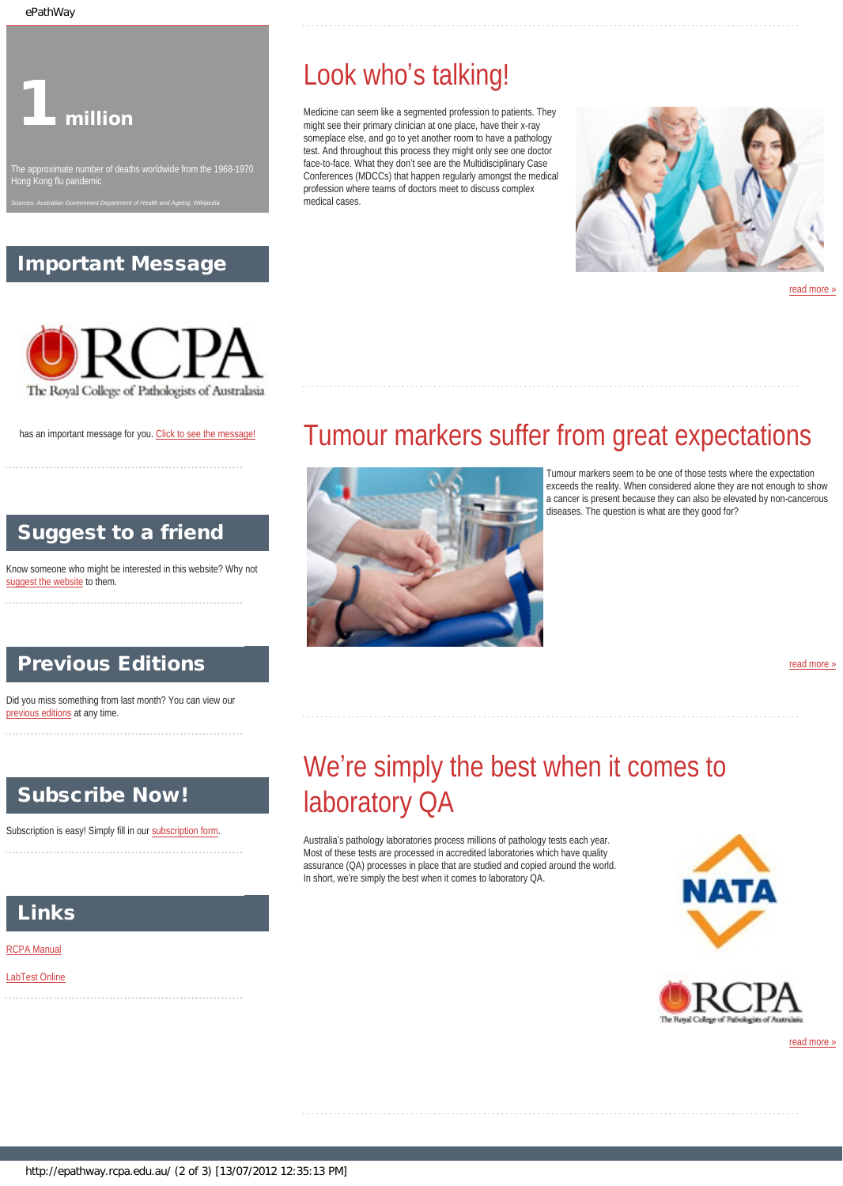# 1 million

The approximate number of deaths worldwide from the 1968-1970 Hong Kong flu pandemic

*Sources: Australian Government Department of Health and Ageing; Wikipedia*

## Important Message

RCPA The Royal College of Pathologists of Australasia

has an important message for you. Click to see the message!

## Suggest to a friend

Know someone who might be interested in this website? Why not suggest the website to them.

## Previous Editions

Did you miss something from last month? You can view our previous editions at any time.

## Subscribe Now!

Subscription is easy! Simply fill in our subscription form.

## Links

RCPA Manual

LabTest Online

# Look who's talking!

Medicine can seem like a segmented profession to patients. They might see their primary clinician at one place, have their x-ray someplace else, and go to yet another room to have a pathology test. And throughout this process they might only see one doctor face-to-face. What they don't see are the Multidisciplinary Case Conferences (MDCCs) that happen regularly amongst the medical profession where teams of doctors meet to discuss complex medical cases.

read more »

# Tumour markers suffer from great expectations

Tumour markers seem to be one of those tests where the expectation exceeds the reality. When considered alone they are not enough to show a cancer is present because they can also be elevated by non-cancerous diseases. The question is what are they good for?

read more »

# We're simply the best when it comes to laboratory QA

Australia's pathology laboratories process millions of pathology tests each year. Most of these tests are processed in accredited laboratories which have quality assurance (QA) processes in place that are studied and copied around the world. In short, we're simply the best when it comes to laboratory QA.

NATA

RCPA The Royal College of Pathologists of Australasia

read more »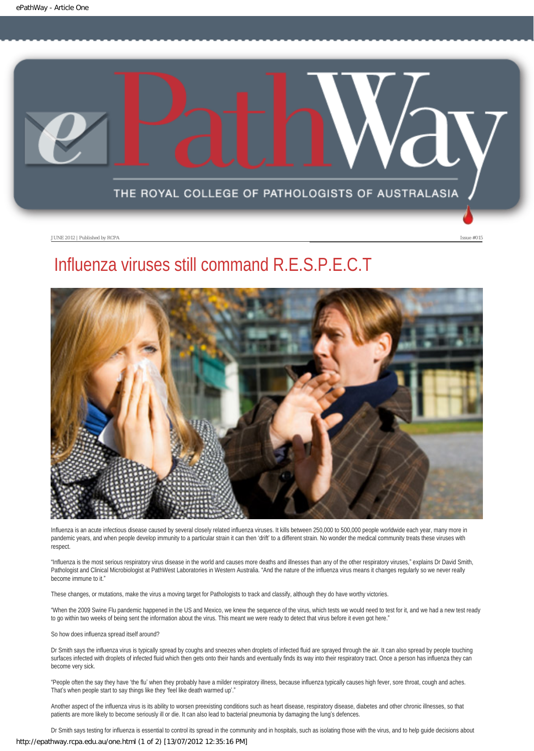JUNE 2012 | Published by RCPA

Issue #015

# Influenza viruses still command R.E.S.P.E.C.T

Influenza is an acute infectious disease caused by several closely related influenza viruses. It kills between 250,000 to 500,000 people worldwide each year, many more in pandemic years, and when people develop immunity to a particular strain it can then 'drift' to a different strain. No wonder the medical community treats these viruses with respect.

"Influenza is the most serious respiratory virus disease in the world and causes more deaths and illnesses than any of the other respiratory viruses," explains Dr David Smith, Pathologist and Clinical Microbiologist at PathWest Laboratories in Western Australia. "And the nature of the influenza virus means it changes regularly so we never really become immune to it."

These changes, or mutations, make the virus a moving target for Pathologists to track and classify, although they do have worthy victories.

"When the 2009 Swine Flu pandemic happened in the US and Mexico, we knew the sequence of the virus, which tests we would need to test for it, and we had a new test ready to go within two weeks of being sent the information about the virus. This meant we were ready to detect that virus before it even got here."

So how does influenza spread itself around?

Dr Smith says the influenza virus is typically spread by coughs and sneezes when droplets of infected fluid are sprayed through the air. It can also spread by people touching surfaces infected with droplets of infected fluid which then gets onto their hands and eventually finds its way into their respiratory tract. Once a person has influenza they can become very sick.

"People often the say they have 'the flu' when they probably have a milder respiratory illness, because influenza typically causes high fever, sore throat, cough and aches. That's when people start to say things like they 'feel like death warmed up'."

Another aspect of the influenza virus is its ability to worsen preexisting conditions such as heart disease, respiratory disease, diabetes and other chronic illnesses, so that patients are more likely to become seriously ill or die. It can also lead to bacterial pneumonia by damaging the lung's defences.

Dr Smith says testing for influenza is essential to control its spread in the community and in hospitals, such as isolating those with the virus, and to help guide decisions about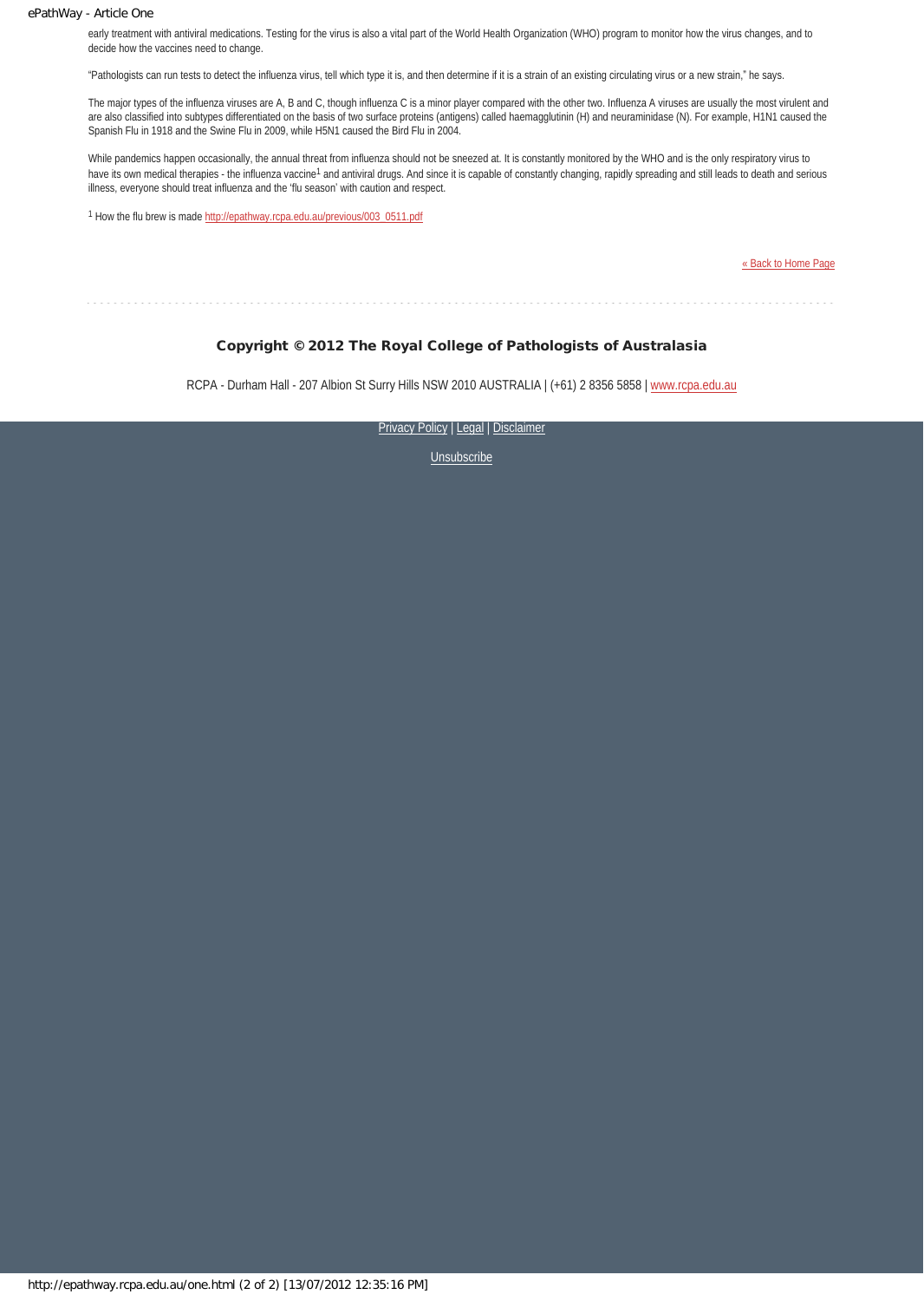early treatment with antiviral medications. Testing for the virus is also a vital part of the World Health Organization (WHO) program to monitor how the virus changes, and to decide how the vaccines need to change.

"Pathologists can run tests to detect the influenza virus, tell which type it is, and then determine if it is a strain of an existing circulating virus or a new strain," he says.

The major types of the influenza viruses are A, B and C, though influenza C is a minor player compared with the other two. Influenza A viruses are usually the most virulent and are also classified into subtypes differentiated on the basis of two surface proteins (antigens) called haemagglutinin (H) and neuraminidase (N). For example, H1N1 caused the Spanish Flu in 1918 and the Swine Flu in 2009, while H5N1 caused the Bird Flu in 2004.

While pandemics happen occasionally, the annual threat from influenza should not be sneezed at. It is constantly monitored by the WHO and is the only respiratory virus to have its own medical therapies - the influenza vaccine[1] and antiviral drugs. And since it is capable of constantly changing, rapidly spreading and still leads to death and serious illness, everyone should treat influenza and the 'flu season' with caution and respect.

[1] How the flu brew is made http://epathway.rcpa.edu.au/previous/003_0511.pdf

« Back to Home Page

**Copyright © 2012 The Royal College of Pathologists of Australasia**

RCPA - Durham Hall - 207 Albion St Surry Hills NSW 2010 AUSTRALIA | (+61) 2 8356 5858 | www.rcpa.edu.au

Privacy Policy | Legal | Disclaimer

Unsubscribe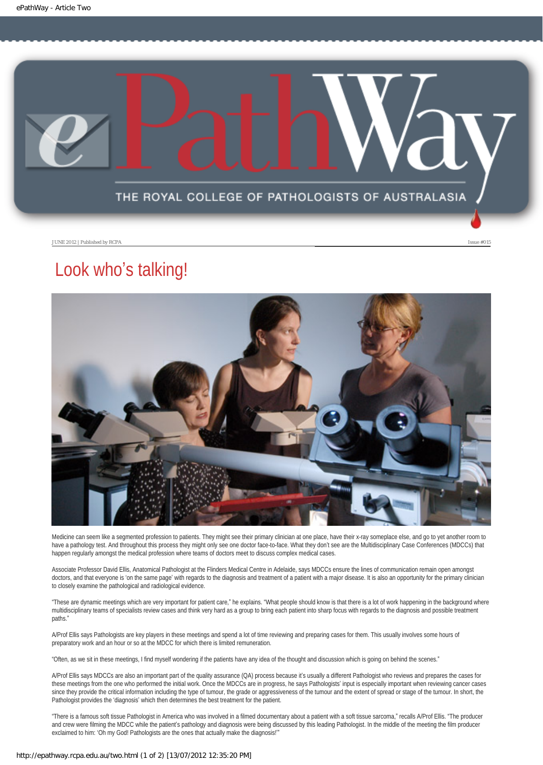JUNE 2012 | Published by RCPA

Issue #015

# Look who's talking!

Medicine can seem like a segmented profession to patients. They might see their primary clinician at one place, have their x-ray someplace else, and go to yet another room to have a pathology test. And throughout this process they might only see one doctor face-to-face. What they don't see are the Multidisciplinary Case Conferences (MDCCs) that happen regularly amongst the medical profession where teams of doctors meet to discuss complex medical cases.

Associate Professor David Ellis, Anatomical Pathologist at the Flinders Medical Centre in Adelaide, says MDCCs ensure the lines of communication remain open amongst doctors, and that everyone is 'on the same page' with regards to the diagnosis and treatment of a patient with a major disease. It is also an opportunity for the primary clinician to closely examine the pathological and radiological evidence.

"These are dynamic meetings which are very important for patient care," he explains. "What people should know is that there is a lot of work happening in the background where multidisciplinary teams of specialists review cases and think very hard as a group to bring each patient into sharp focus with regards to the diagnosis and possible treatment paths."

A/Prof Ellis says Pathologists are key players in these meetings and spend a lot of time reviewing and preparing cases for them. This usually involves some hours of preparatory work and an hour or so at the MDCC for which there is limited remuneration.

"Often, as we sit in these meetings, I find myself wondering if the patients have any idea of the thought and discussion which is going on behind the scenes."

A/Prof Ellis says MDCCs are also an important part of the quality assurance (QA) process because it's usually a different Pathologist who reviews and prepares the cases for these meetings from the one who performed the initial work. Once the MDCCs are in progress, he says Pathologists' input is especially important when reviewing cancer cases since they provide the critical information including the type of tumour, the grade or aggressiveness of the tumour and the extent of spread or stage of the tumour. In short, the Pathologist provides the 'diagnosis' which then determines the best treatment for the patient.

"There is a famous soft tissue Pathologist in America who was involved in a filmed documentary about a patient with a soft tissue sarcoma," recalls A/Prof Ellis. "The producer and crew were filming the MDCC while the patient's pathology and diagnosis were being discussed by this leading Pathologist. In the middle of the meeting the film producer exclaimed to him: 'Oh my God! Pathologists are the ones that actually make the diagnosis!'"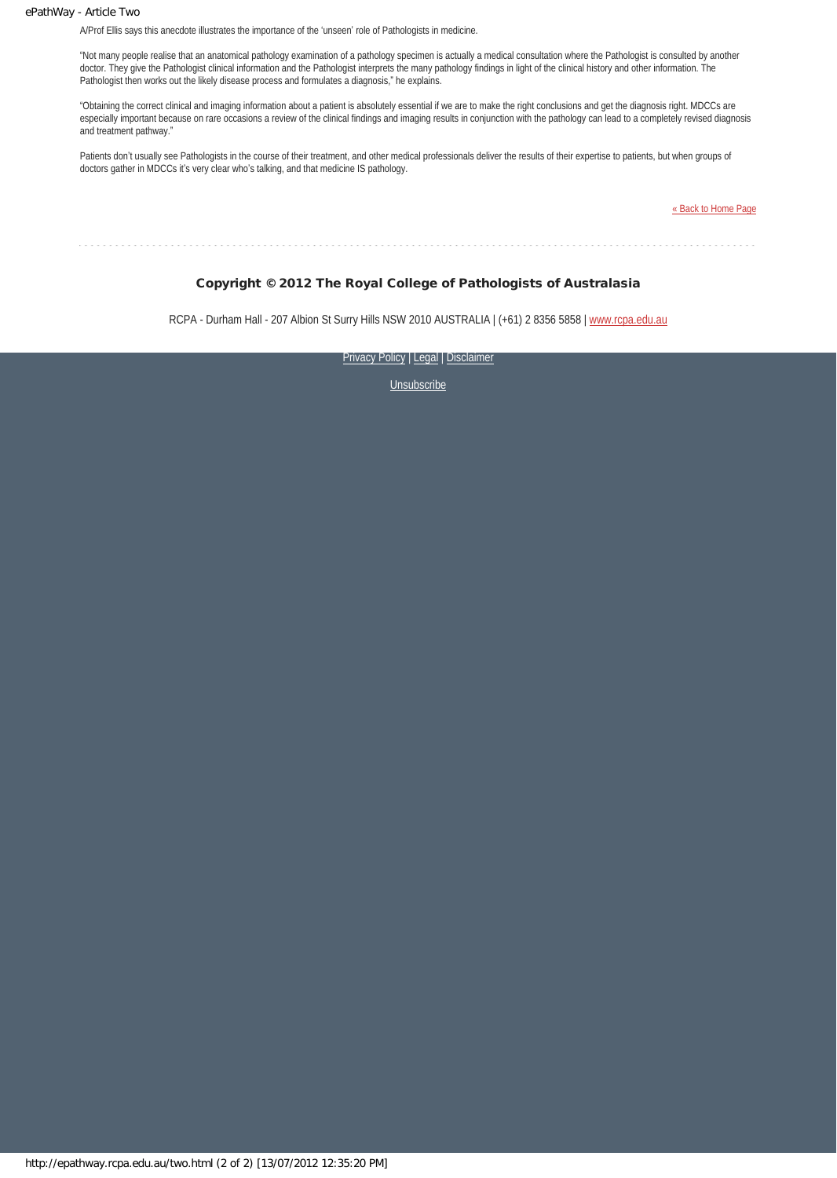A/Prof Ellis says this anecdote illustrates the importance of the 'unseen' role of Pathologists in medicine.

"Not many people realise that an anatomical pathology examination of a pathology specimen is actually a medical consultation where the Pathologist is consulted by another doctor. They give the Pathologist clinical information and the Pathologist interprets the many pathology findings in light of the clinical history and other information. The Pathologist then works out the likely disease process and formulates a diagnosis," he explains.

"Obtaining the correct clinical and imaging information about a patient is absolutely essential if we are to make the right conclusions and get the diagnosis right. MDCCs are especially important because on rare occasions a review of the clinical findings and imaging results in conjunction with the pathology can lead to a completely revised diagnosis and treatment pathway."

Patients don't usually see Pathologists in the course of their treatment, and other medical professionals deliver the results of their expertise to patients, but when groups of doctors gather in MDCCs it's very clear who's talking, and that medicine IS pathology.

« Back to Home Page

**Copyright © 2012 The Royal College of Pathologists of Australasia**

RCPA - Durham Hall - 207 Albion St Surry Hills NSW 2010 AUSTRALIA | (+61) 2 8356 5858 | www.rcpa.edu.au

Privacy Policy | Legal | Disclaimer

Unsubscribe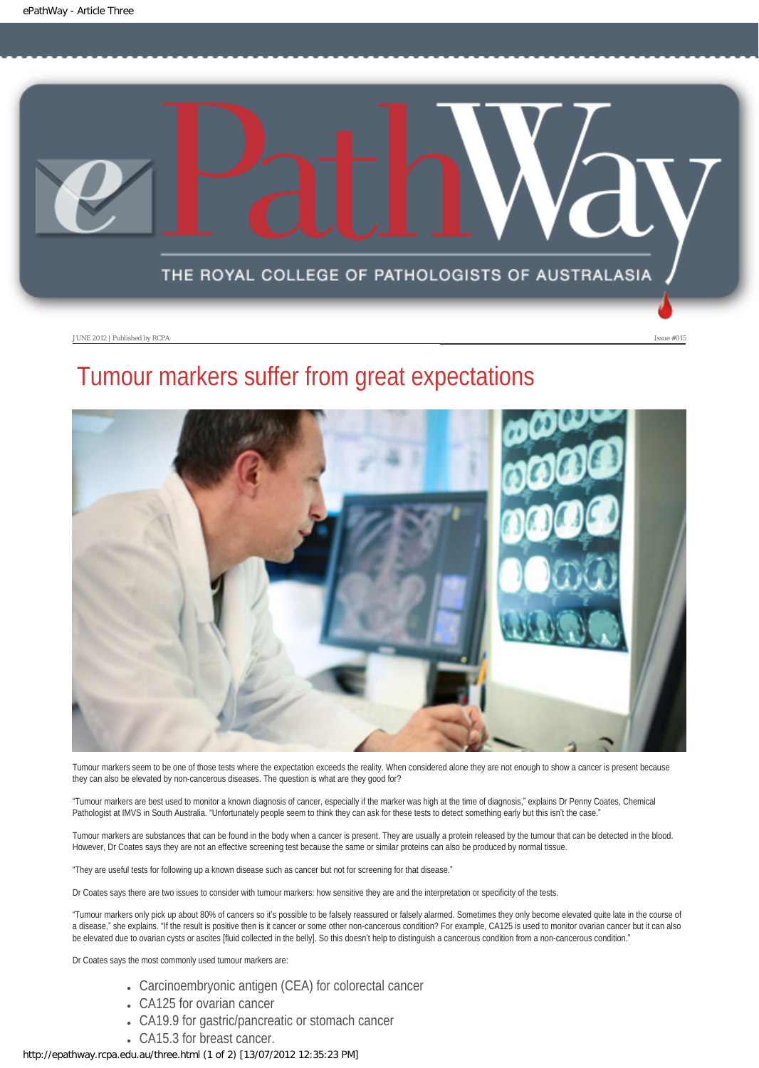JUNE 2012 | Published by RCPA

Issue #015

# Tumour markers suffer from great expectations

Tumour markers seem to be one of those tests where the expectation exceeds the reality. When considered alone they are not enough to show a cancer is present because they can also be elevated by non-cancerous diseases. The question is what are they good for?

"Tumour markers are best used to monitor a known diagnosis of cancer, especially if the marker was high at the time of diagnosis," explains Dr Penny Coates, Chemical Pathologist at IMVS in South Australia. "Unfortunately people seem to think they can ask for these tests to detect something early but this isn't the case."

Tumour markers are substances that can be found in the body when a cancer is present. They are usually a protein released by the tumour that can be detected in the blood. However, Dr Coates says they are not an effective screening test because the same or similar proteins can also be produced by normal tissue.

"They are useful tests for following up a known disease such as cancer but not for screening for that disease."

Dr Coates says there are two issues to consider with tumour markers: how sensitive they are and the interpretation or specificity of the tests.

"Tumour markers only pick up about 80% of cancers so it's possible to be falsely reassured or falsely alarmed. Sometimes they only become elevated quite late in the course of a disease," she explains. "If the result is positive then is it cancer or some other non-cancerous condition? For example, CA125 is used to monitor ovarian cancer but it can also be elevated due to ovarian cysts or ascites [fluid collected in the belly]. So this doesn't help to distinguish a cancerous condition from a non-cancerous condition."

Dr Coates says the most commonly used tumour markers are:

- Carcinoembryonic antigen (CEA) for colorectal cancer
- CA125 for ovarian cancer
- CA19.9 for gastric/pancreatic or stomach cancer
- CA15.3 for breast cancer.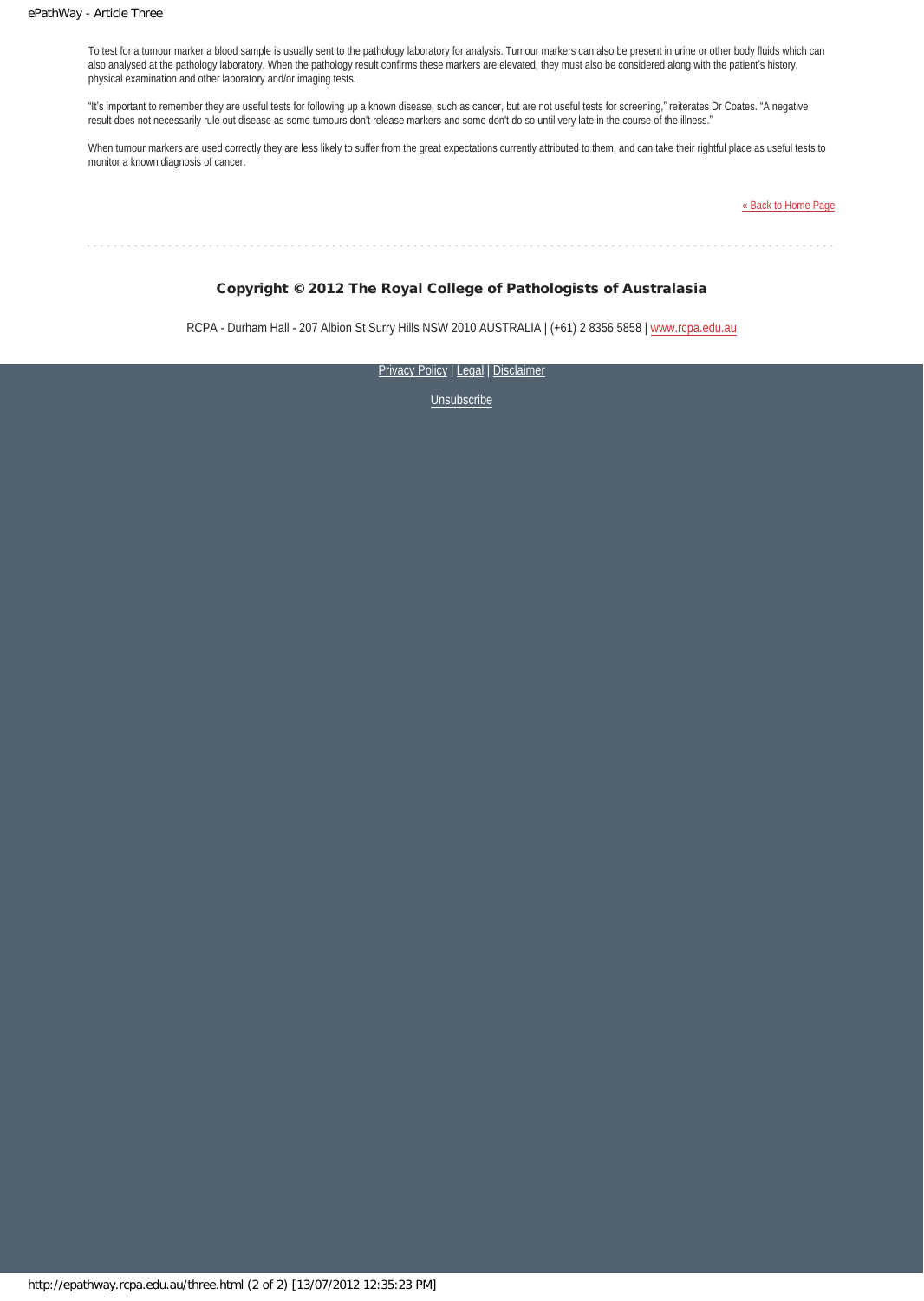To test for a tumour marker a blood sample is usually sent to the pathology laboratory for analysis. Tumour markers can also be present in urine or other body fluids which can also analysed at the pathology laboratory. When the pathology result confirms these markers are elevated, they must also be considered along with the patient's history, physical examination and other laboratory and/or imaging tests.

"It's important to remember they are useful tests for following up a known disease, such as cancer, but are not useful tests for screening," reiterates Dr Coates. "A negative result does not necessarily rule out disease as some tumours don't release markers and some don't do so until very late in the course of the illness."

When tumour markers are used correctly they are less likely to suffer from the great expectations currently attributed to them, and can take their rightful place as useful tests to monitor a known diagnosis of cancer.

« Back to Home Page

**Copyright © 2012 The Royal College of Pathologists of Australasia**

RCPA - Durham Hall - 207 Albion St Surry Hills NSW 2010 AUSTRALIA | (+61) 2 8356 5858 | www.rcpa.edu.au

Privacy Policy | Legal | Disclaimer

Unsubscribe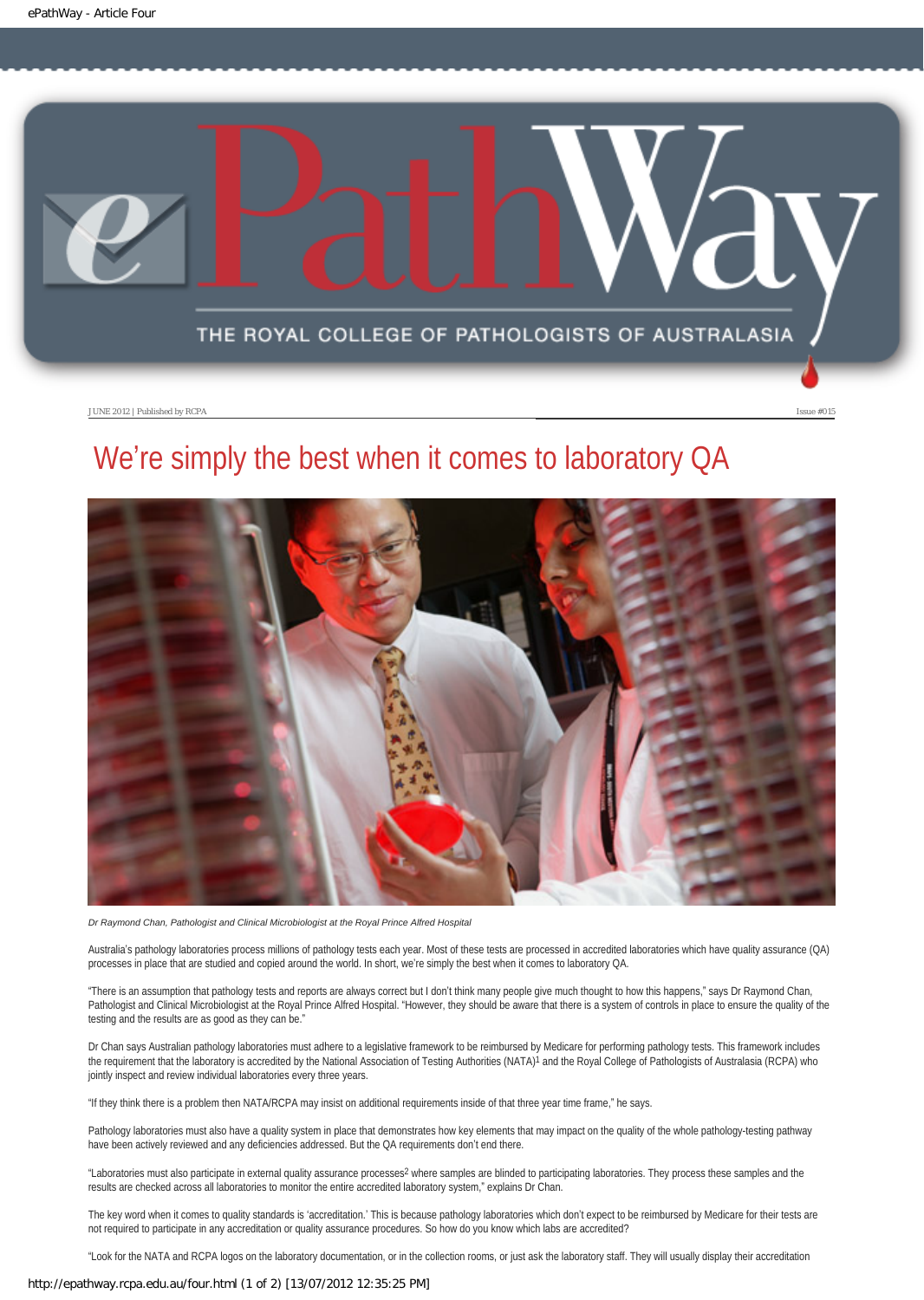JUNE 2012 | Published by RCPA

Issue #015

# We're simply the best when it comes to laboratory QA

*Dr Raymond Chan, Pathologist and Clinical Microbiologist at the Royal Prince Alfred Hospital*

Australia's pathology laboratories process millions of pathology tests each year. Most of these tests are processed in accredited laboratories which have quality assurance (QA) processes in place that are studied and copied around the world. In short, we're simply the best when it comes to laboratory QA.

"There is an assumption that pathology tests and reports are always correct but I don't think many people give much thought to how this happens," says Dr Raymond Chan, Pathologist and Clinical Microbiologist at the Royal Prince Alfred Hospital. "However, they should be aware that there is a system of controls in place to ensure the quality of the testing and the results are as good as they can be."

Dr Chan says Australian pathology laboratories must adhere to a legislative framework to be reimbursed by Medicare for performing pathology tests. This framework includes the requirement that the laboratory is accredited by the National Association of Testing Authorities (NATA)[1] and the Royal College of Pathologists of Australasia (RCPA) who jointly inspect and review individual laboratories every three years.

"If they think there is a problem then NATA/RCPA may insist on additional requirements inside of that three year time frame," he says.

Pathology laboratories must also have a quality system in place that demonstrates how key elements that may impact on the quality of the whole pathology-testing pathway have been actively reviewed and any deficiencies addressed. But the QA requirements don't end there.

"Laboratories must also participate in external quality assurance processes[2] where samples are blinded to participating laboratories. They process these samples and the results are checked across all laboratories to monitor the entire accredited laboratory system," explains Dr Chan.

The key word when it comes to quality standards is 'accreditation.' This is because pathology laboratories which don't expect to be reimbursed by Medicare for their tests are not required to participate in any accreditation or quality assurance procedures. So how do you know which labs are accredited?

"Look for the NATA and RCPA logos on the laboratory documentation, or in the collection rooms, or just ask the laboratory staff. They will usually display their accreditation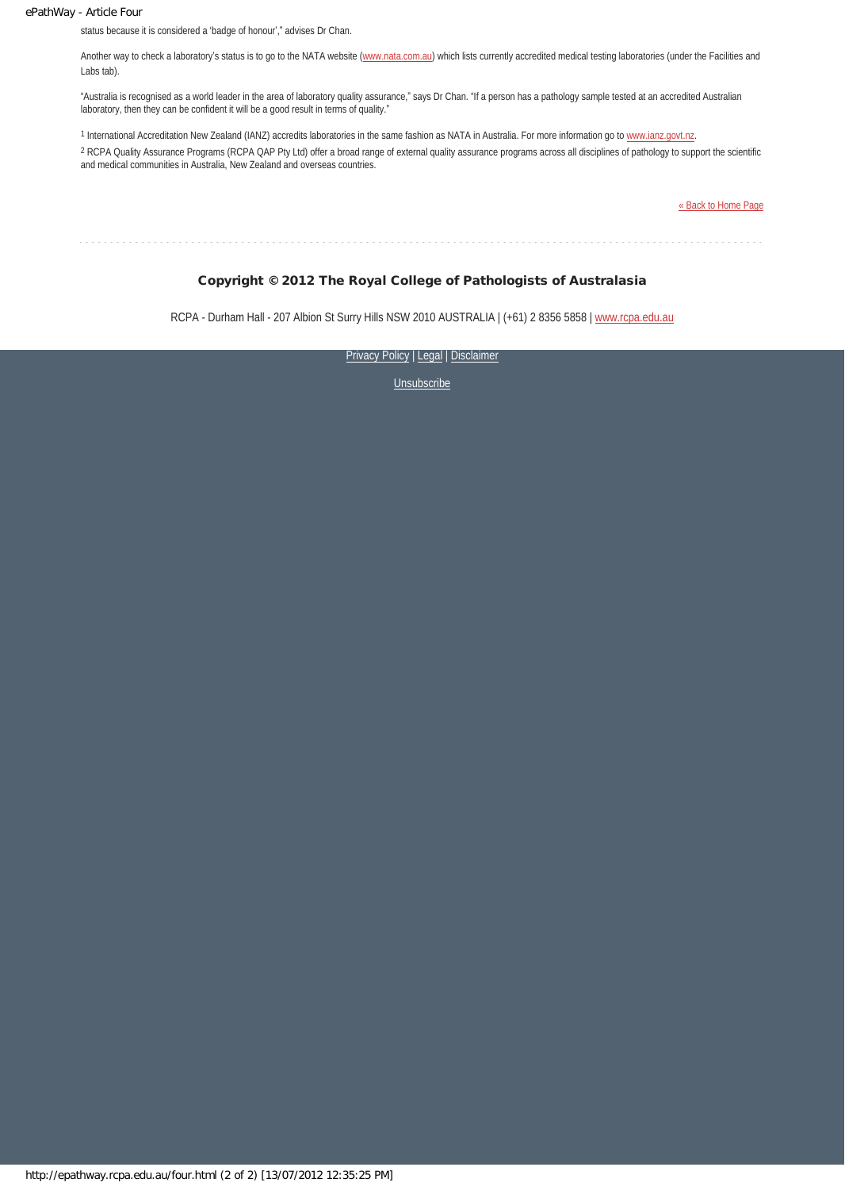status because it is considered a 'badge of honour'," advises Dr Chan.

Another way to check a laboratory's status is to go to the NATA website (www.nata.com.au) which lists currently accredited medical testing laboratories (under the Facilities and Labs tab).

"Australia is recognised as a world leader in the area of laboratory quality assurance," says Dr Chan. "If a person has a pathology sample tested at an accredited Australian laboratory, then they can be confident it will be a good result in terms of quality."

[1] International Accreditation New Zealand (IANZ) accredits laboratories in the same fashion as NATA in Australia. For more information go to www.ianz.govt.nz.

[2] RCPA Quality Assurance Programs (RCPA QAP Pty Ltd) offer a broad range of external quality assurance programs across all disciplines of pathology to support the scientific and medical communities in Australia, New Zealand and overseas countries.

« Back to Home Page

**Copyright © 2012 The Royal College of Pathologists of Australasia**

RCPA - Durham Hall - 207 Albion St Surry Hills NSW 2010 AUSTRALIA | (+61) 2 8356 5858 | www.rcpa.edu.au

Privacy Policy | Legal | Disclaimer

Unsubscribe